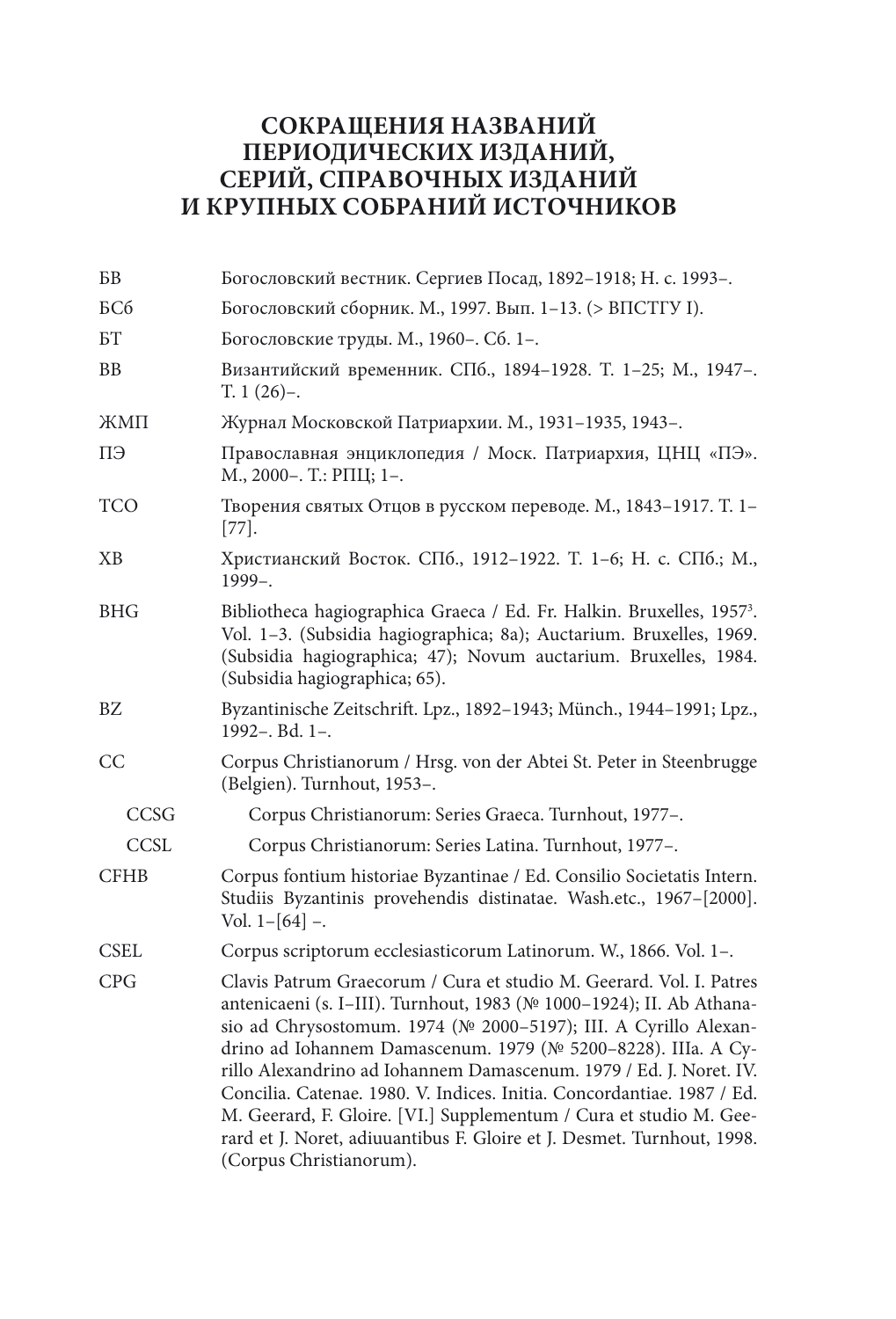# СОКРАЩЕНИЯ НАЗВАНИЙ ПЕРИОДИЧЕСКИХ ИЗДАНИЙ, СЕРИЙ, СПРАВОЧНЫХ ИЗДАНИЙ И КРУПНЫХ СОБРАНИЙ ИСТОЧНИКОВ

БВ — Богословский вестник. Сергиев Посад, 1892–1918; Н. с. 1993–.

БСб — Богословский сборник. М., 1997. Вып. 1–13. (> ВПСТГУ I).

БТ — Богословские труды. М., 1960–. Сб. 1–.

ВВ — Византийский временник. СПб., 1894–1928. Т. 1–25; М., 1947–. Т. 1 (26)–.

ЖМП — Журнал Московской Патриархии. М., 1931–1935, 1943–.

ПЭ — Православная энциклопедия / Моск. Патриархия, ЦНЦ «ПЭ». М., 2000–. Т.: РПЦ; 1–.

ТСО — Творения святых Отцов в русском переводе. М., 1843–1917. Т. 1–[77].

ХВ — Христианский Восток. СПб., 1912–1922. Т. 1–6; Н. с. СПб.; М., 1999–.

BHG — Bibliotheca hagiographica Graeca / Ed. Fr. Halkin. Bruxelles, 1957[3]. Vol. 1–3. (Subsidia hagiographica; 8a); Auctarium. Bruxelles, 1969. (Subsidia hagiographica; 47); Novum auctarium. Bruxelles, 1984. (Subsidia hagiographica; 65).

BZ — Byzantinische Zeitschrift. Lpz., 1892–1943; Münch., 1944–1991; Lpz., 1992–. Bd. 1–.

CC — Corpus Christianorum / Hrsg. von der Abtei St. Peter in Steenbrugge (Belgien). Turnhout, 1953–.

- CCSG — Corpus Christianorum: Series Graeca. Turnhout, 1977–.
- CCSL — Corpus Christianorum: Series Latina. Turnhout, 1977–.

CFHB — Corpus fontium historiae Byzantinae / Ed. Consilio Societatis Intern. Studiis Byzantinis provehendis distinatae. Wash.etc., 1967–[2000]. Vol. 1–[64] –.

CSEL — Corpus scriptorum ecclesiasticorum Latinorum. W., 1866. Vol. 1–.

CPG — Clavis Patrum Graecorum / Cura et studio M. Geerard. Vol. I. Patres antenicaeni (s. I–III). Turnhout, 1983 (№ 1000–1924); II. Ab Athanasio ad Chrysostomum. 1974 (№ 2000–5197); III. A Cyrillo Alexandrino ad Iohannem Damascenum. 1979 (№ 5200–8228). IIIa. A Cyrillo Alexandrino ad Iohannem Damascenum. 1979 / Ed. J. Noret. IV. Concilia. Catenae. 1980. V. Indices. Initia. Concordantiae. 1987 / Ed. M. Geerard, F. Gloire. [VI.] Supplementum / Cura et studio M. Geerard et J. Noret, adiuuantibus F. Gloire et J. Desmet. Turnhout, 1998. (Corpus Christianorum).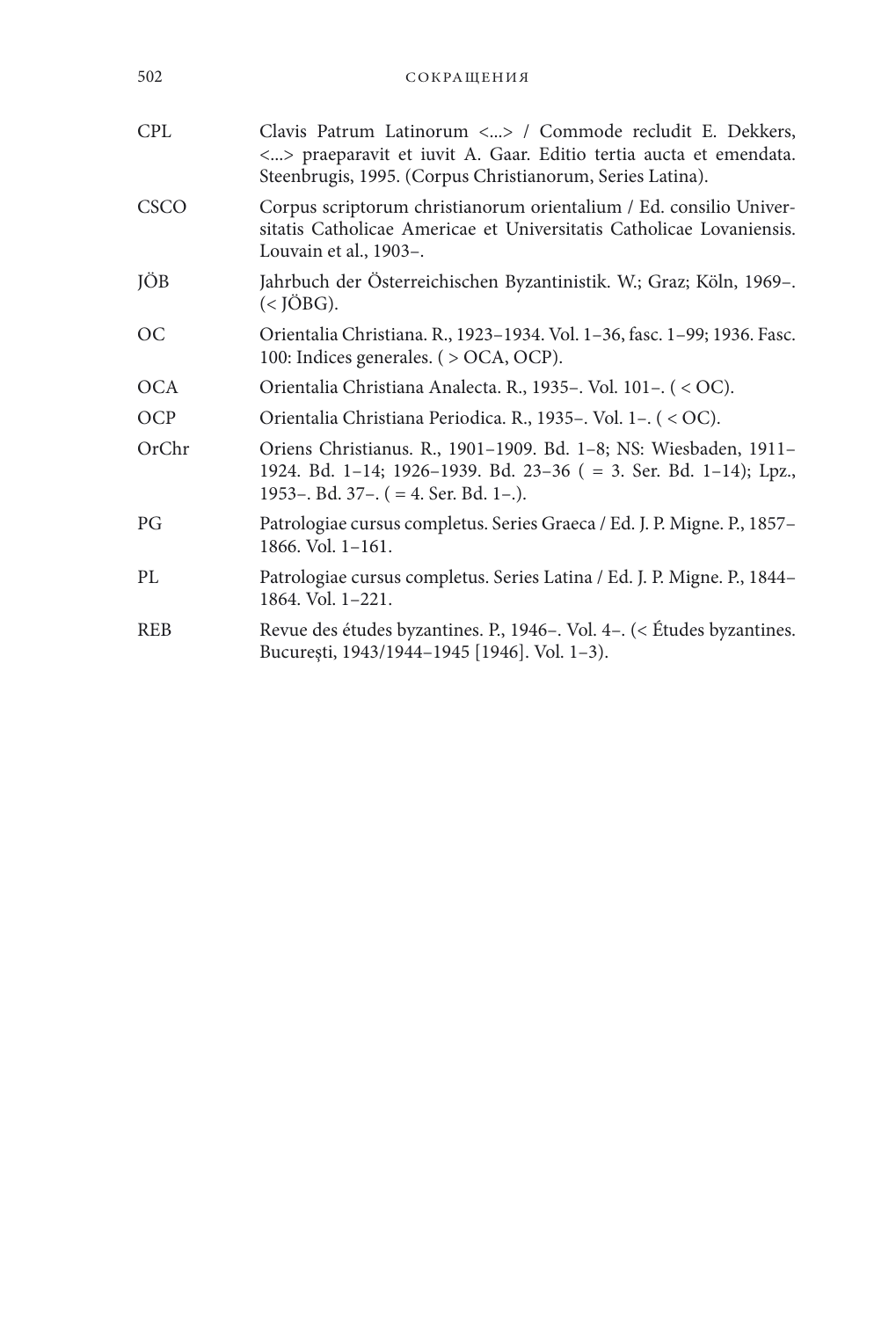| | |
|---|---|
| CPL | Clavis Patrum Latinorum <...> / Commode recludit E. Dekkers, <...> praeparavit et iuvit A. Gaar. Editio tertia aucta et emendata. Steenbrugis, 1995. (Corpus Christianorum, Series Latina). |
| CSCO | Corpus scriptorum christianorum orientalium / Ed. consilio Universitatis Catholicae Americae et Universitatis Catholicae Lovaniensis. Louvain et al., 1903–. |
| JÖB | Jahrbuch der Österreichischen Byzantinistik. W.; Graz; Köln, 1969–. (< JÖBG). |
| OC | Orientalia Christiana. R., 1923–1934. Vol. 1–36, fasc. 1–99; 1936. Fasc. 100: Indices generales. ( > OCA, OCP). |
| OCA | Orientalia Christiana Analecta. R., 1935–. Vol. 101–. ( < OC). |
| OCP | Orientalia Christiana Periodica. R., 1935–. Vol. 1–. ( < OC). |
| OrChr | Oriens Christianus. R., 1901–1909. Bd. 1–8; NS: Wiesbaden, 1911–1924. Bd. 1–14; 1926–1939. Bd. 23–36 ( = 3. Ser. Bd. 1–14); Lpz., 1953–. Bd. 37–. ( = 4. Ser. Bd. 1–.). |
| PG | Patrologiae cursus completus. Series Graeca / Ed. J. P. Migne. P., 1857–1866. Vol. 1–161. |
| PL | Patrologiae cursus completus. Series Latina / Ed. J. P. Migne. P., 1844–1864. Vol. 1–221. |
| REB | Revue des études byzantines. P., 1946–. Vol. 4–. (< Études byzantines. București, 1943/1944–1945 [1946]. Vol. 1–3). |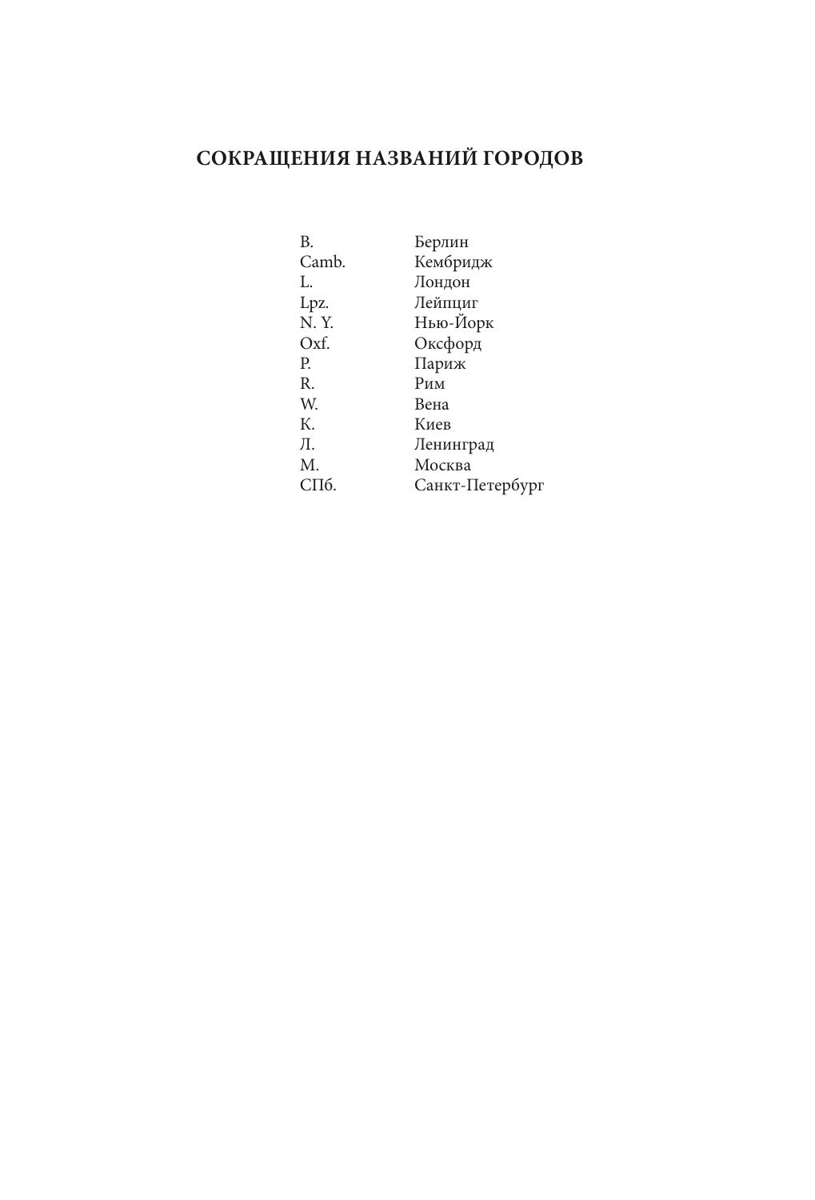## СОКРАЩЕНИЯ НАЗВАНИЙ ГОРОДОВ

| | |
|---|---|
| B. | Берлин |
| Camb. | Кембридж |
| L. | Лондон |
| Lpz. | Лейпциг |
| N. Y. | Нью-Йорк |
| Oxf. | Оксфорд |
| P. | Париж |
| R. | Рим |
| W. | Вена |
| К. | Киев |
| Л. | Ленинград |
| М. | Москва |
| СПб. | Санкт-Петербург |